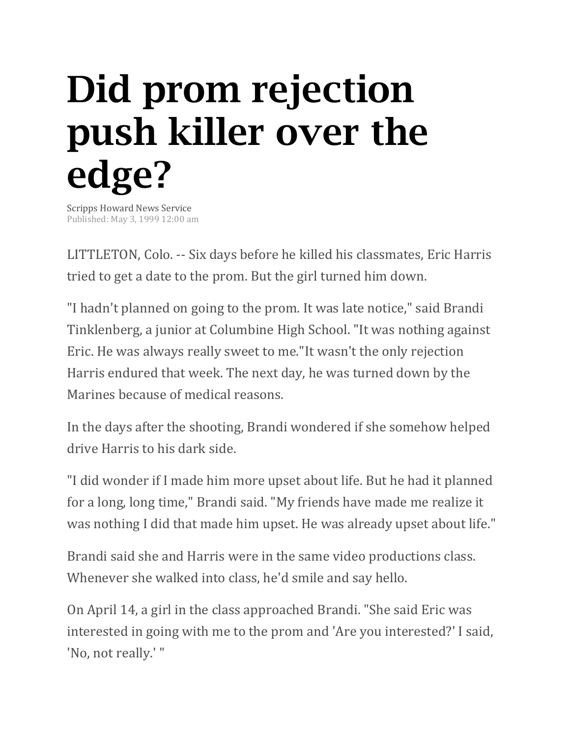# Did prom rejection push killer over the edge?

Scripps Howard News Service
Published: May 3, 1999 12:00 am

LITTLETON, Colo. -- Six days before he killed his classmates, Eric Harris tried to get a date to the prom. But the girl turned him down.

"I hadn't planned on going to the prom. It was late notice," said Brandi Tinklenberg, a junior at Columbine High School. "It was nothing against Eric. He was always really sweet to me."It wasn't the only rejection Harris endured that week. The next day, he was turned down by the Marines because of medical reasons.

In the days after the shooting, Brandi wondered if she somehow helped drive Harris to his dark side.

"I did wonder if I made him more upset about life. But he had it planned for a long, long time," Brandi said. "My friends have made me realize it was nothing I did that made him upset. He was already upset about life."

Brandi said she and Harris were in the same video productions class. Whenever she walked into class, he'd smile and say hello.

On April 14, a girl in the class approached Brandi. "She said Eric was interested in going with me to the prom and 'Are you interested?' I said, 'No, not really.' "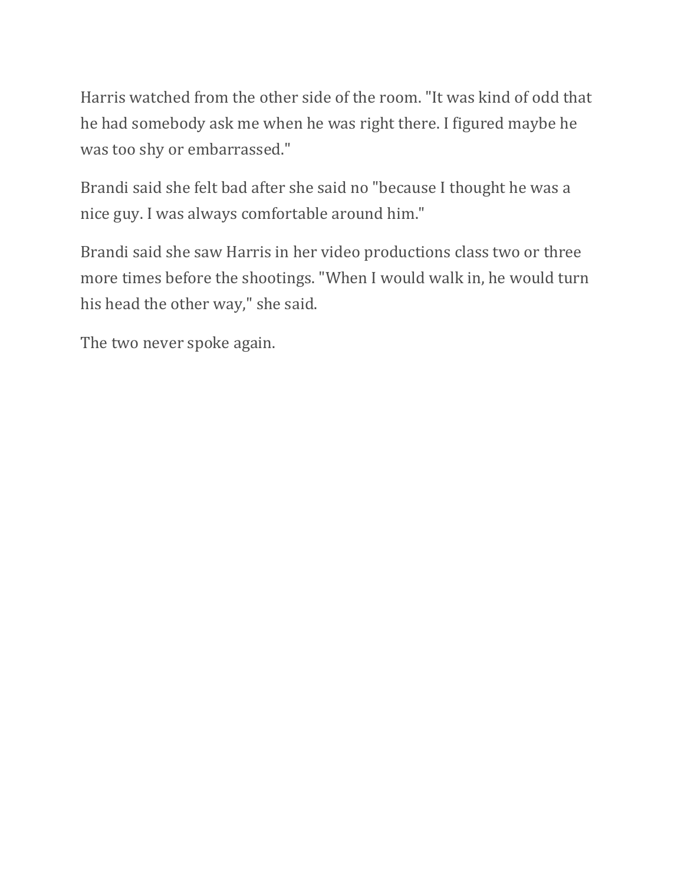Harris watched from the other side of the room. "It was kind of odd that he had somebody ask me when he was right there. I figured maybe he was too shy or embarrassed."

Brandi said she felt bad after she said no "because I thought he was a nice guy. I was always comfortable around him."

Brandi said she saw Harris in her video productions class two or three more times before the shootings. "When I would walk in, he would turn his head the other way," she said.

The two never spoke again.